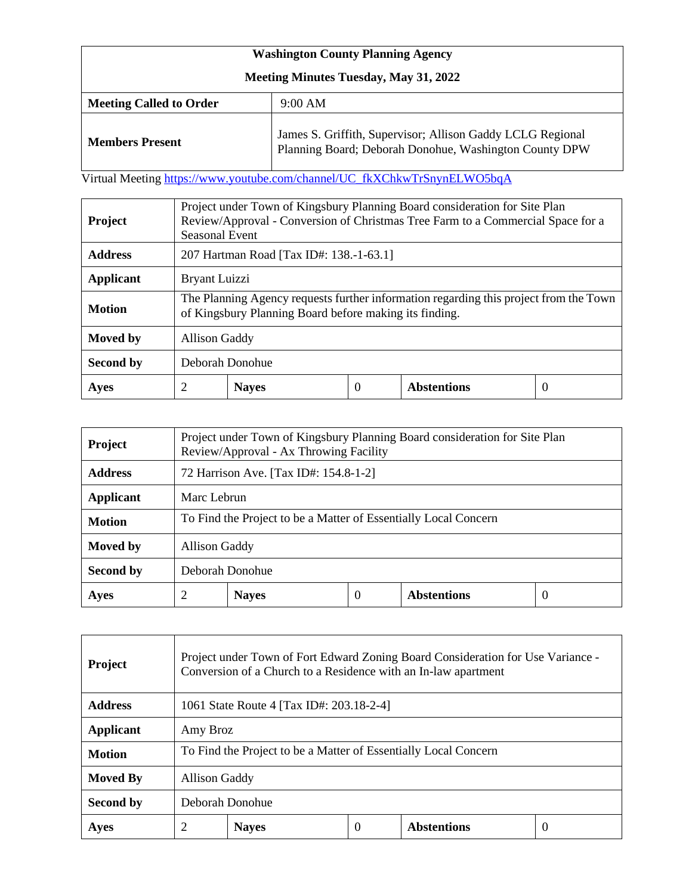| Washington County Planning Agency | |
|---|---|
| **Meeting Minutes Tuesday, May 31, 2022** | |
| **Meeting Called to Order** | 9:00 AM |
| **Members Present** | James S. Griffith, Supervisor; Allison Gaddy LCLG Regional Planning Board; Deborah Donohue, Washington County DPW |

Virtual Meeting [https://www.youtube.com/channel/UC_fkXChkwTrSnynELWO5bqA](https://www.youtube.com/channel/UC_fkXChkwTrSnynELWO5bqA)

| **Project** | Project under Town of Kingsbury Planning Board consideration for Site Plan Review/Approval - Conversion of Christmas Tree Farm to a Commercial Space for a Seasonal Event | | | | |
|---|---|---|---|---|---|
| **Address** | 207 Hartman Road [Tax ID#: 138.-1-63.1] | | | | |
| **Applicant** | Bryant Luizzi | | | | |
| **Motion** | The Planning Agency requests further information regarding this project from the Town of Kingsbury Planning Board before making its finding. | | | | |
| **Moved by** | Allison Gaddy | | | | |
| **Second by** | Deborah Donohue | | | | |
| **Ayes** | 2 | **Nayes** | 0 | **Abstentions** | 0 |

| **Project** | Project under Town of Kingsbury Planning Board consideration for Site Plan Review/Approval - Ax Throwing Facility | | | | |
|---|---|---|---|---|---|
| **Address** | 72 Harrison Ave. [Tax ID#: 154.8-1-2] | | | | |
| **Applicant** | Marc Lebrun | | | | |
| **Motion** | To Find the Project to be a Matter of Essentially Local Concern | | | | |
| **Moved by** | Allison Gaddy | | | | |
| **Second by** | Deborah Donohue | | | | |
| **Ayes** | 2 | **Nayes** | 0 | **Abstentions** | 0 |

| **Project** | Project under Town of Fort Edward Zoning Board Consideration for Use Variance - Conversion of a Church to a Residence with an In-law apartment | | | | |
|---|---|---|---|---|---|
| **Address** | 1061 State Route 4 [Tax ID#: 203.18-2-4] | | | | |
| **Applicant** | Amy Broz | | | | |
| **Motion** | To Find the Project to be a Matter of Essentially Local Concern | | | | |
| **Moved By** | Allison Gaddy | | | | |
| **Second by** | Deborah Donohue | | | | |
| **Ayes** | 2 | **Nayes** | 0 | **Abstentions** | 0 |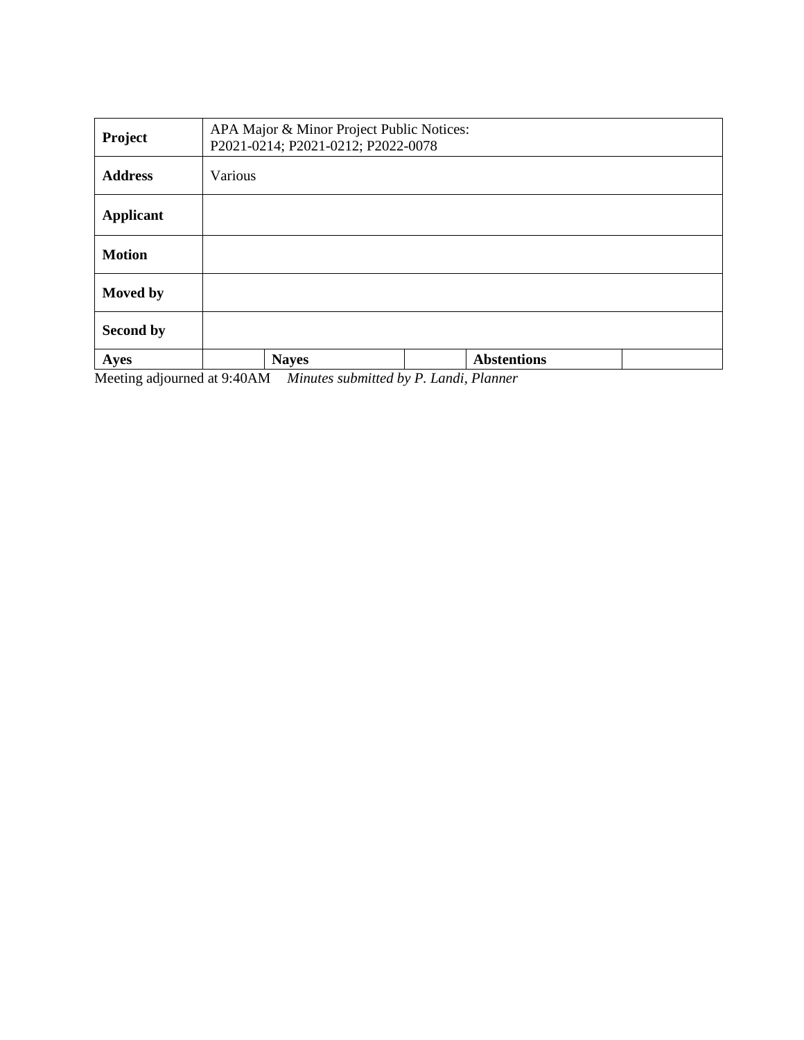| | | | | | |
|---|---|---|---|---|---|
| **Project** | APA Major & Minor Project Public Notices: P2021-0214; P2021-0212; P2022-0078 | | | | |
| **Address** | Various | | | | |
| **Applicant** | | | | | |
| **Motion** | | | | | |
| **Moved by** | | | | | |
| **Second by** | | | | | |
| **Ayes** | | **Nayes** | | **Abstentions** | |

Meeting adjourned at 9:40AM *Minutes submitted by P. Landi, Planner*